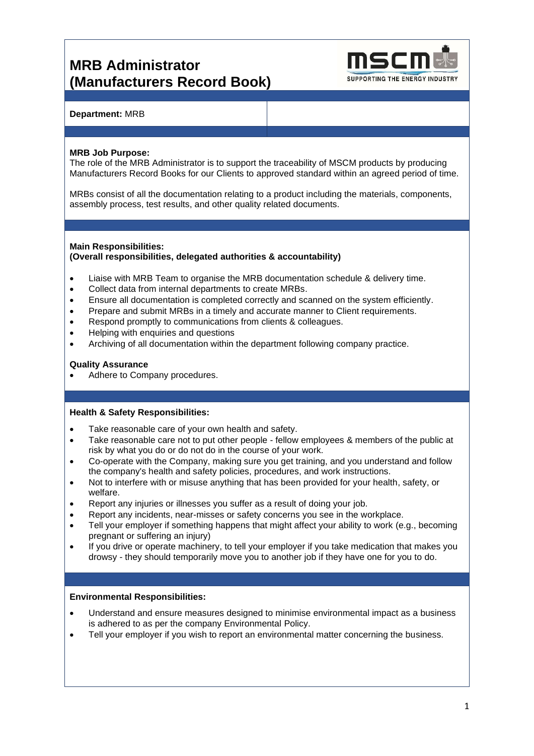# MRB Administrator (Manufacturers Record Book)

**Department:** MRB

**MRB Job Purpose:**
The role of the MRB Administrator is to support the traceability of MSCM products by producing Manufacturers Record Books for our Clients to approved standard within an agreed period of time.

MRBs consist of all the documentation relating to a product including the materials, components, assembly process, test results, and other quality related documents.

**Main Responsibilities:**
**(Overall responsibilities, delegated authorities & accountability)**

- Liaise with MRB Team to organise the MRB documentation schedule & delivery time.
- Collect data from internal departments to create MRBs.
- Ensure all documentation is completed correctly and scanned on the system efficiently.
- Prepare and submit MRBs in a timely and accurate manner to Client requirements.
- Respond promptly to communications from clients & colleagues.
- Helping with enquiries and questions
- Archiving of all documentation within the department following company practice.

**Quality Assurance**

- Adhere to Company procedures.

**Health & Safety Responsibilities:**

- Take reasonable care of your own health and safety.
- Take reasonable care not to put other people - fellow employees & members of the public at risk by what you do or do not do in the course of your work.
- Co-operate with the Company, making sure you get training, and you understand and follow the company's health and safety policies, procedures, and work instructions.
- Not to interfere with or misuse anything that has been provided for your health, safety, or welfare.
- Report any injuries or illnesses you suffer as a result of doing your job.
- Report any incidents, near-misses or safety concerns you see in the workplace.
- Tell your employer if something happens that might affect your ability to work (e.g., becoming pregnant or suffering an injury)
- If you drive or operate machinery, to tell your employer if you take medication that makes you drowsy - they should temporarily move you to another job if they have one for you to do.

**Environmental Responsibilities:**

- Understand and ensure measures designed to minimise environmental impact as a business is adhered to as per the company Environmental Policy.
- Tell your employer if you wish to report an environmental matter concerning the business.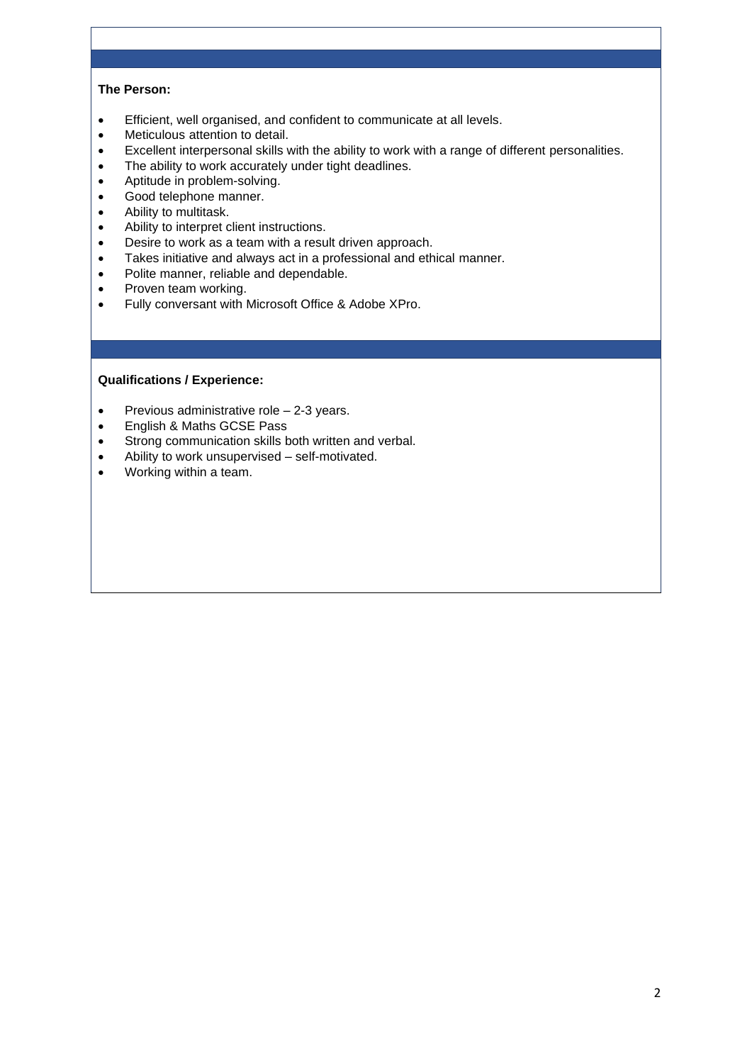**The Person:**

- Efficient, well organised, and confident to communicate at all levels.
- Meticulous attention to detail.
- Excellent interpersonal skills with the ability to work with a range of different personalities.
- The ability to work accurately under tight deadlines.
- Aptitude in problem-solving.
- Good telephone manner.
- Ability to multitask.
- Ability to interpret client instructions.
- Desire to work as a team with a result driven approach.
- Takes initiative and always act in a professional and ethical manner.
- Polite manner, reliable and dependable.
- Proven team working.
- Fully conversant with Microsoft Office & Adobe XPro.

**Qualifications / Experience:**

- Previous administrative role – 2-3 years.
- English & Maths GCSE Pass
- Strong communication skills both written and verbal.
- Ability to work unsupervised – self-motivated.
- Working within a team.